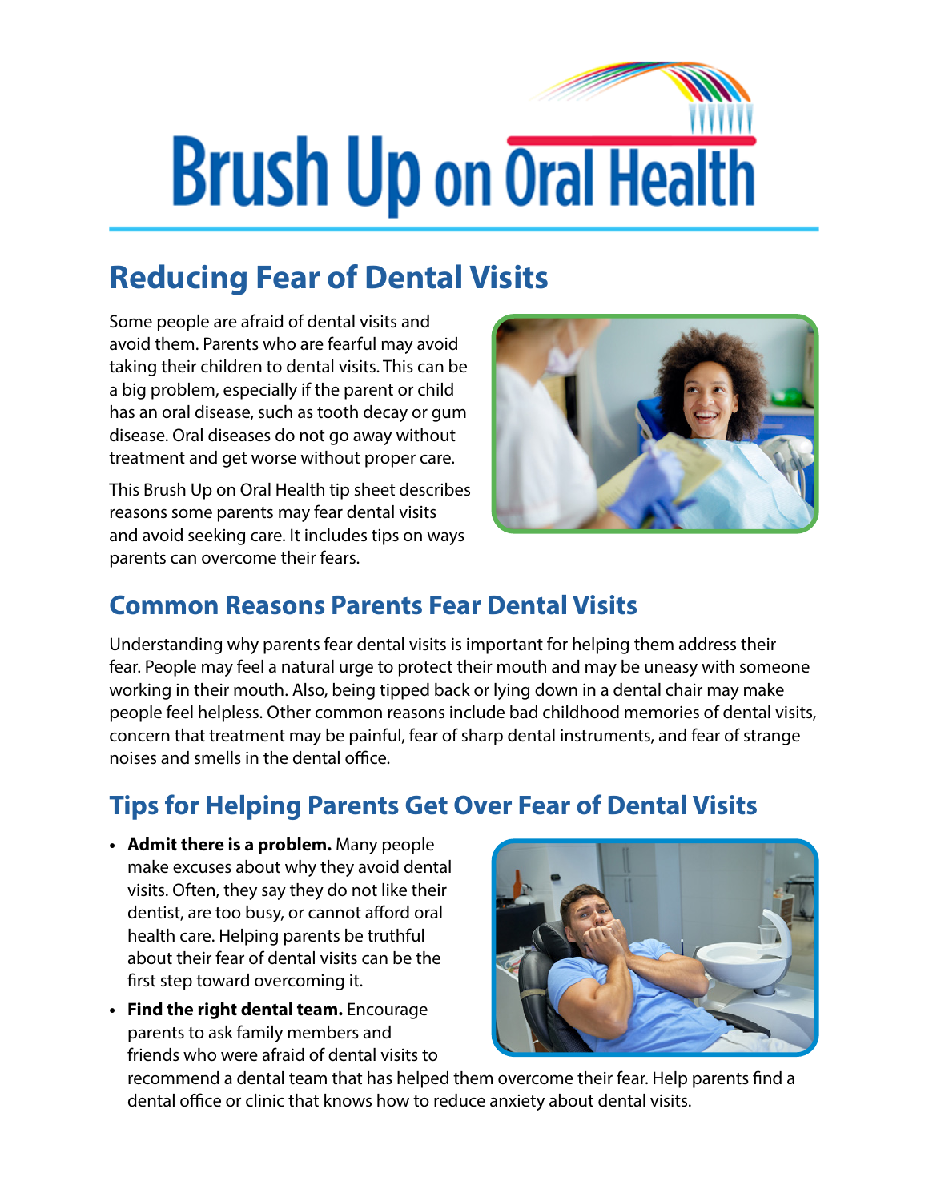# Brush Up on Oral Health

## Reducing Fear of Dental Visits

Some people are afraid of dental visits and avoid them. Parents who are fearful may avoid taking their children to dental visits. This can be a big problem, especially if the parent or child has an oral disease, such as tooth decay or gum disease. Oral diseases do not go away without treatment and get worse without proper care.

This Brush Up on Oral Health tip sheet describes reasons some parents may fear dental visits and avoid seeking care. It includes tips on ways parents can overcome their fears.

### Common Reasons Parents Fear Dental Visits

Understanding why parents fear dental visits is important for helping them address their fear. People may feel a natural urge to protect their mouth and may be uneasy with someone working in their mouth. Also, being tipped back or lying down in a dental chair may make people feel helpless. Other common reasons include bad childhood memories of dental visits, concern that treatment may be painful, fear of sharp dental instruments, and fear of strange noises and smells in the dental office.

### Tips for Helping Parents Get Over Fear of Dental Visits

- **Admit there is a problem.** Many people make excuses about why they avoid dental visits. Often, they say they do not like their dentist, are too busy, or cannot afford oral health care. Helping parents be truthful about their fear of dental visits can be the first step toward overcoming it.
- **Find the right dental team.** Encourage parents to ask family members and friends who were afraid of dental visits to recommend a dental team that has helped them overcome their fear. Help parents find a dental office or clinic that knows how to reduce anxiety about dental visits.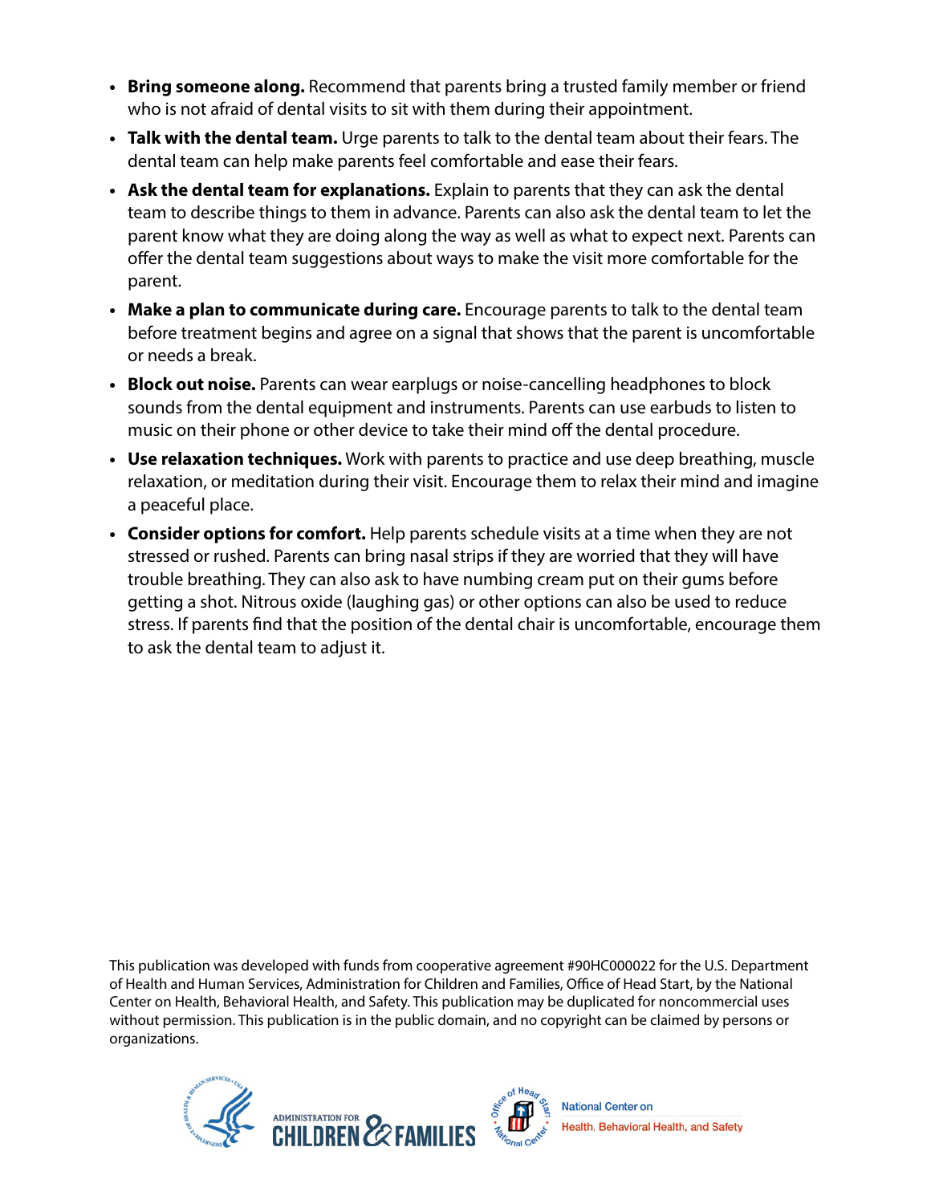- **Bring someone along.** Recommend that parents bring a trusted family member or friend who is not afraid of dental visits to sit with them during their appointment.
- **Talk with the dental team.** Urge parents to talk to the dental team about their fears. The dental team can help make parents feel comfortable and ease their fears.
- **Ask the dental team for explanations.** Explain to parents that they can ask the dental team to describe things to them in advance. Parents can also ask the dental team to let the parent know what they are doing along the way as well as what to expect next. Parents can offer the dental team suggestions about ways to make the visit more comfortable for the parent.
- **Make a plan to communicate during care.** Encourage parents to talk to the dental team before treatment begins and agree on a signal that shows that the parent is uncomfortable or needs a break.
- **Block out noise.** Parents can wear earplugs or noise-cancelling headphones to block sounds from the dental equipment and instruments. Parents can use earbuds to listen to music on their phone or other device to take their mind off the dental procedure.
- **Use relaxation techniques.** Work with parents to practice and use deep breathing, muscle relaxation, or meditation during their visit. Encourage them to relax their mind and imagine a peaceful place.
- **Consider options for comfort.** Help parents schedule visits at a time when they are not stressed or rushed. Parents can bring nasal strips if they are worried that they will have trouble breathing. They can also ask to have numbing cream put on their gums before getting a shot. Nitrous oxide (laughing gas) or other options can also be used to reduce stress. If parents find that the position of the dental chair is uncomfortable, encourage them to ask the dental team to adjust it.

This publication was developed with funds from cooperative agreement #90HC000022 for the U.S. Department of Health and Human Services, Administration for Children and Families, Office of Head Start, by the National Center on Health, Behavioral Health, and Safety. This publication may be duplicated for noncommercial uses without permission. This publication is in the public domain, and no copyright can be claimed by persons or organizations.

ADMINISTRATION FOR CHILDREN & FAMILIES

National Center on Health, Behavioral Health, and Safety